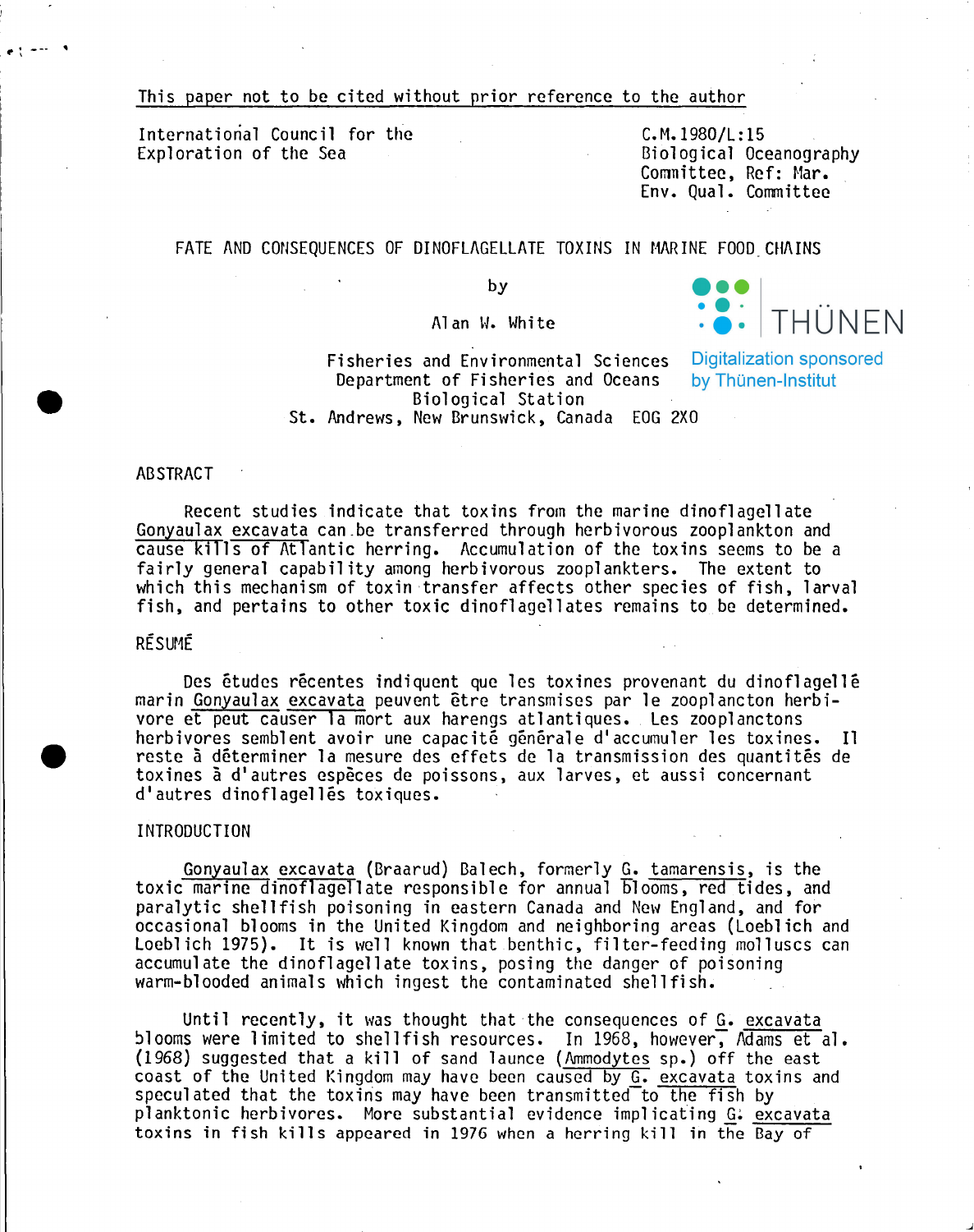This paper not to be cited without prior reference to the author

International Council for the Exploration of the Sea

C.M.1980/L:15
Biological Oceanography Committee, Ref: Mar. Env. Qual. Committee

# FATE AND CONSEQUENCES OF DINOFLAGELLATE TOXINS IN MARINE FOOD CHAINS

by

Alan W. White

Fisheries and Environmental Sciences
Department of Fisheries and Oceans
Biological Station
St. Andrews, New Brunswick, Canada EOG 2X0

## ABSTRACT

Recent studies indicate that toxins from the marine dinoflagellate *Gonyaulax excavata* can be transferred through herbivorous zooplankton and cause kills of Atlantic herring. Accumulation of the toxins seems to be a fairly general capability among herbivorous zooplankters. The extent to which this mechanism of toxin transfer affects other species of fish, larval fish, and pertains to other toxic dinoflagellates remains to be determined.

## RÉSUMÉ

Des études récentes indiquent que les toxines provenant du dinoflagellé marin *Gonyaulax excavata* peuvent être transmises par le zooplancton herbivore et peut causer la mort aux harengs atlantiques. Les zooplanctons herbivores semblent avoir une capacité générale d'accumuler les toxines. Il reste à déterminer la mesure des effets de la transmission des quantités de toxines à d'autres espèces de poissons, aux larves, et aussi concernant d'autres dinoflagellés toxiques.

## INTRODUCTION

*Gonyaulax excavata* (Braarud) Balech, formerly *G. tamarensis*, is the toxic marine dinoflagellate responsible for annual blooms, red tides, and paralytic shellfish poisoning in eastern Canada and New England, and for occasional blooms in the United Kingdom and neighboring areas (Loeblich and Loeblich 1975). It is well known that benthic, filter-feeding molluscs can accumulate the dinoflagellate toxins, posing the danger of poisoning warm-blooded animals which ingest the contaminated shellfish.

Until recently, it was thought that the consequences of *G. excavata* blooms were limited to shellfish resources. In 1968, however, Adams et al. (1968) suggested that a kill of sand launce (*Ammodytes* sp.) off the east coast of the United Kingdom may have been caused by *G. excavata* toxins and speculated that the toxins may have been transmitted to the fish by planktonic herbivores. More substantial evidence implicating *G. excavata* toxins in fish kills appeared in 1976 when a herring kill in the Bay of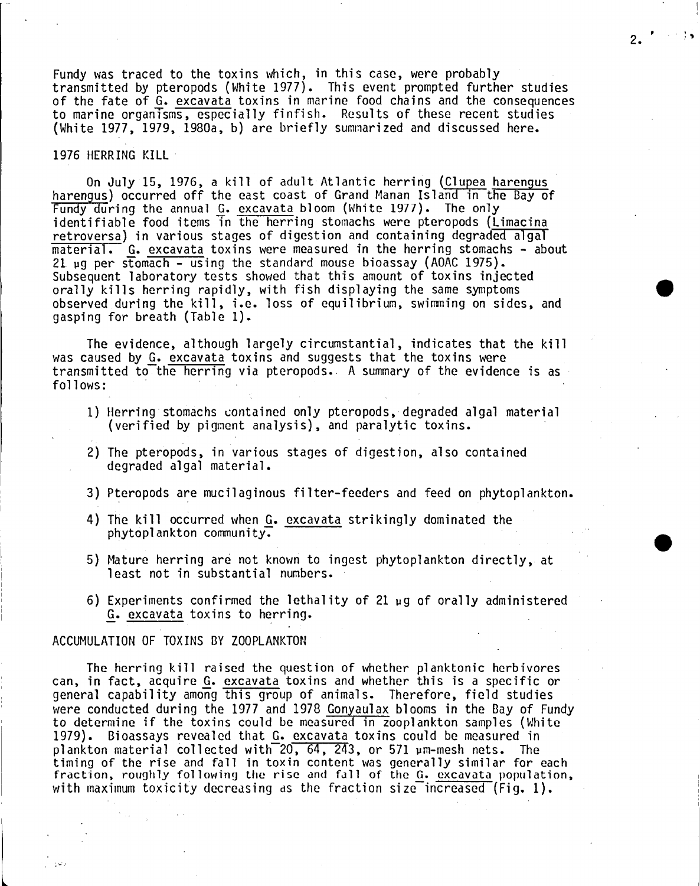Fundy was traced to the toxins which, in this case, were probably transmitted by pteropods (White 1977). This event prompted further studies of the fate of *G. excavata* toxins in marine food chains and the consequences to marine organisms, especially finfish. Results of these recent studies (White 1977, 1979, 1980a, b) are briefly summarized and discussed here.

## 1976 HERRING KILL

On July 15, 1976, a kill of adult Atlantic herring (*Clupea harengus harengus*) occurred off the east coast of Grand Manan Island in the Bay of Fundy during the annual *G. excavata* bloom (White 1977). The only identifiable food items in the herring stomachs were pteropods (*Limacina retroversa*) in various stages of digestion and containing degraded algal material. *G. excavata* toxins were measured in the herring stomachs - about 21 µg per stomach - using the standard mouse bioassay (AOAC 1975). Subsequent laboratory tests showed that this amount of toxins injected orally kills herring rapidly, with fish displaying the same symptoms observed during the kill, i.e. loss of equilibrium, swimming on sides, and gasping for breath (Table 1).

The evidence, although largely circumstantial, indicates that the kill was caused by *G. excavata* toxins and suggests that the toxins were transmitted to the herring via pteropods. A summary of the evidence is as follows:

1) Herring stomachs contained only pteropods, degraded algal material (verified by pigment analysis), and paralytic toxins.

2) The pteropods, in various stages of digestion, also contained degraded algal material.

3) Pteropods are mucilaginous filter-feeders and feed on phytoplankton.

4) The kill occurred when *G. excavata* strikingly dominated the phytoplankton community.

5) Mature herring are not known to ingest phytoplankton directly, at least not in substantial numbers.

6) Experiments confirmed the lethality of 21 µg of orally administered *G. excavata* toxins to herring.

## ACCUMULATION OF TOXINS BY ZOOPLANKTON

The herring kill raised the question of whether planktonic herbivores can, in fact, acquire *G. excavata* toxins and whether this is a specific or general capability among this group of animals. Therefore, field studies were conducted during the 1977 and 1978 *Gonyaulax* blooms in the Bay of Fundy to determine if the toxins could be measured in zooplankton samples (White 1979). Bioassays revealed that *G. excavata* toxins could be measured in plankton material collected with 20, 64, 243, or 571 µm-mesh nets. The timing of the rise and fall in toxin content was generally similar for each fraction, roughly following the rise and fall of the *G. excavata* population, with maximum toxicity decreasing as the fraction size increased (Fig. 1).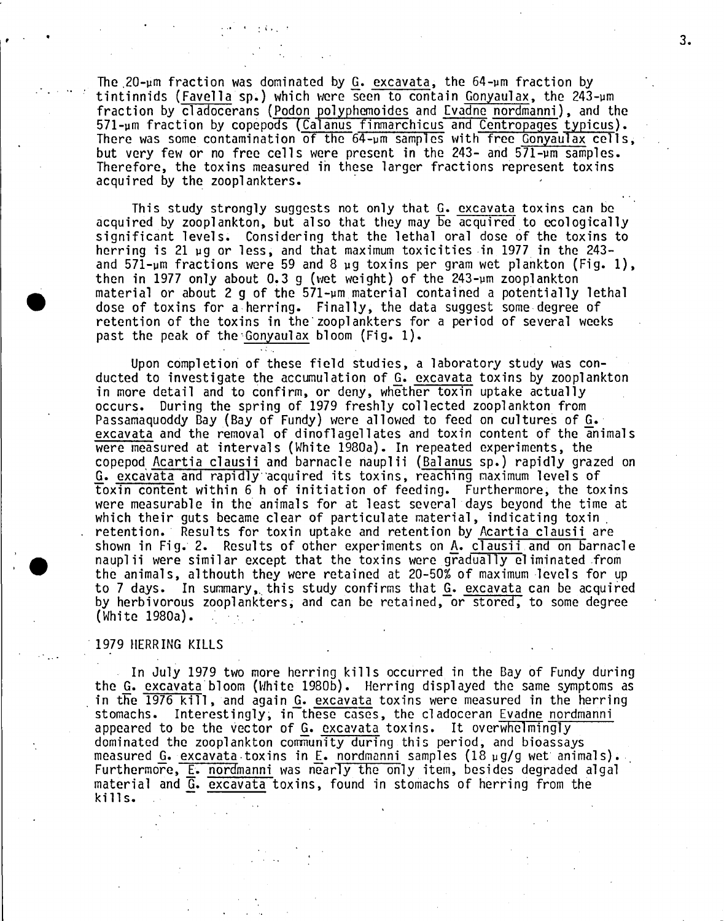The 20-μm fraction was dominated by G. excavata, the 64-μm fraction by tintinnids (Favella sp.) which were seen to contain Gonyaulax, the 243-μm fraction by cladocerans (Podon polyphemoides and Evadne nordmanni), and the 571-μm fraction by copepods (Calanus finmarchicus and Centropages typicus). There was some contamination of the 64-μm samples with free Gonyaulax cells, but very few or no free cells were present in the 243- and 571-μm samples. Therefore, the toxins measured in these larger fractions represent toxins acquired by the zooplankters.

This study strongly suggests not only that G. excavata toxins can be acquired by zooplankton, but also that they may be acquired to ecologically significant levels. Considering that the lethal oral dose of the toxins to herring is 21 μg or less, and that maximum toxicities in 1977 in the 243- and 571-μm fractions were 59 and 8 μg toxins per gram wet plankton (Fig. 1), then in 1977 only about 0.3 g (wet weight) of the 243-μm zooplankton material or about 2 g of the 571-μm material contained a potentially lethal dose of toxins for a herring. Finally, the data suggest some degree of retention of the toxins in the zooplankters for a period of several weeks past the peak of the Gonyaulax bloom (Fig. 1).

Upon completion of these field studies, a laboratory study was conducted to investigate the accumulation of G. excavata toxins by zooplankton in more detail and to confirm, or deny, whether toxin uptake actually occurs. During the spring of 1979 freshly collected zooplankton from Passamaquoddy Bay (Bay of Fundy) were allowed to feed on cultures of G. excavata and the removal of dinoflagellates and toxin content of the animals were measured at intervals (White 1980a). In repeated experiments, the copepod Acartia clausii and barnacle nauplii (Balanus sp.) rapidly grazed on G. excavata and rapidly acquired its toxins, reaching maximum levels of toxin content within 6 h of initiation of feeding. Furthermore, the toxins were measurable in the animals for at least several days beyond the time at which their guts became clear of particulate material, indicating toxin retention. Results for toxin uptake and retention by Acartia clausii are shown in Fig. 2. Results of other experiments on A. clausii and on barnacle nauplii were similar except that the toxins were gradually eliminated from the animals, althouth they were retained at 20-50% of maximum levels for up to 7 days. In summary, this study confirms that G. excavata can be acquired by herbivorous zooplankters, and can be retained, or stored, to some degree (White 1980a).

## 1979 HERRING KILLS

In July 1979 two more herring kills occurred in the Bay of Fundy during the G. excavata bloom (White 1980b). Herring displayed the same symptoms as in the 1976 kill, and again G. excavata toxins were measured in the herring stomachs. Interestingly, in these cases, the cladoceran Evadne nordmanni appeared to be the vector of G. excavata toxins. It overwhelmingly dominated the zooplankton community during this period, and bioassays measured G. excavata toxins in E. nordmanni samples (18 μg/g wet animals). Furthermore, E. nordmanni was nearly the only item, besides degraded algal material and G. excavata toxins, found in stomachs of herring from the kills.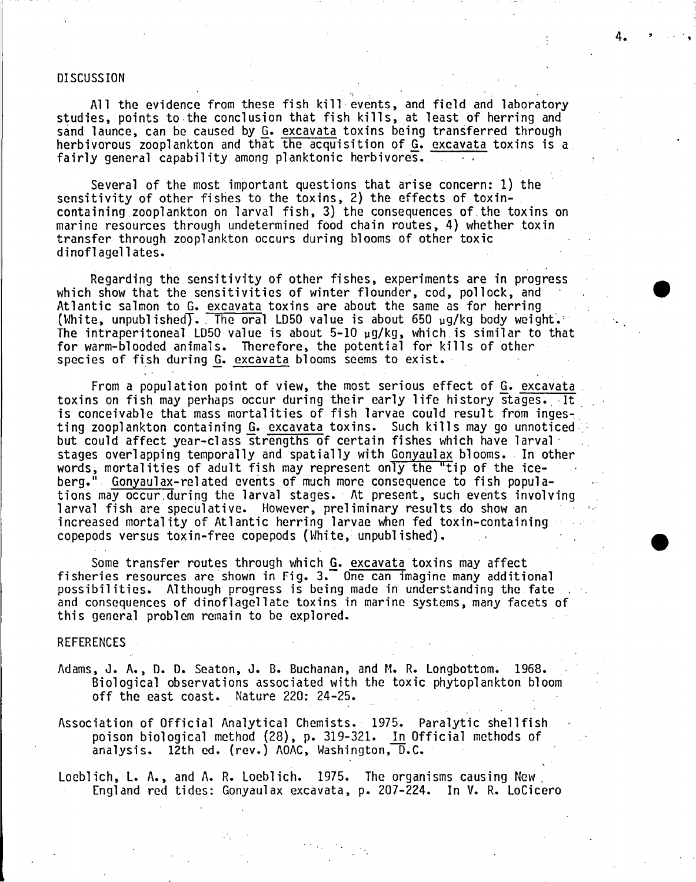## DISCUSSION

All the evidence from these fish kill events, and field and laboratory studies, points to the conclusion that fish kills, at least of herring and sand launce, can be caused by *G. excavata* toxins being transferred through herbivorous zooplankton and that the acquisition of *G. excavata* toxins is a fairly general capability among planktonic herbivores.

Several of the most important questions that arise concern: 1) the sensitivity of other fishes to the toxins, 2) the effects of toxin-containing zooplankton on larval fish, 3) the consequences of the toxins on marine resources through undetermined food chain routes, 4) whether toxin transfer through zooplankton occurs during blooms of other toxic dinoflagellates.

Regarding the sensitivity of other fishes, experiments are in progress which show that the sensitivities of winter flounder, cod, pollock, and Atlantic salmon to *G. excavata* toxins are about the same as for herring (White, unpublished). The oral LD50 value is about 650 μg/kg body weight. The intraperitoneal LD50 value is about 5-10 μg/kg, which is similar to that for warm-blooded animals. Therefore, the potential for kills of other species of fish during *G. excavata* blooms seems to exist.

From a population point of view, the most serious effect of *G. excavata* toxins on fish may perhaps occur during their early life history stages. It is conceivable that mass mortalities of fish larvae could result from ingesting zooplankton containing *G. excavata* toxins. Such kills may go unnoticed but could affect year-class strengths of certain fishes which have larval stages overlapping temporally and spatially with *Gonyaulax* blooms. In other words, mortalities of adult fish may represent only the "tip of the iceberg." *Gonyaulax*-related events of much more consequence to fish populations may occur during the larval stages. At present, such events involving larval fish are speculative. However, preliminary results do show an increased mortality of Atlantic herring larvae when fed toxin-containing copepods versus toxin-free copepods (White, unpublished).

Some transfer routes through which *G. excavata* toxins may affect fisheries resources are shown in Fig. 3. One can imagine many additional possibilities. Although progress is being made in understanding the fate and consequences of dinoflagellate toxins in marine systems, many facets of this general problem remain to be explored.

## REFERENCES

Adams, J. A., D. D. Seaton, J. B. Buchanan, and M. R. Longbottom. 1968. Biological observations associated with the toxic phytoplankton bloom off the east coast. Nature 220: 24-25.

Association of Official Analytical Chemists. 1975. Paralytic shellfish poison biological method (28), p. 319-321. *In* Official methods of analysis. 12th ed. (rev.) AOAC, Washington, D.C.

Loeblich, L. A., and A. R. Loeblich. 1975. The organisms causing New England red tides: Gonyaulax excavata, p. 207-224. In V. R. LoCicero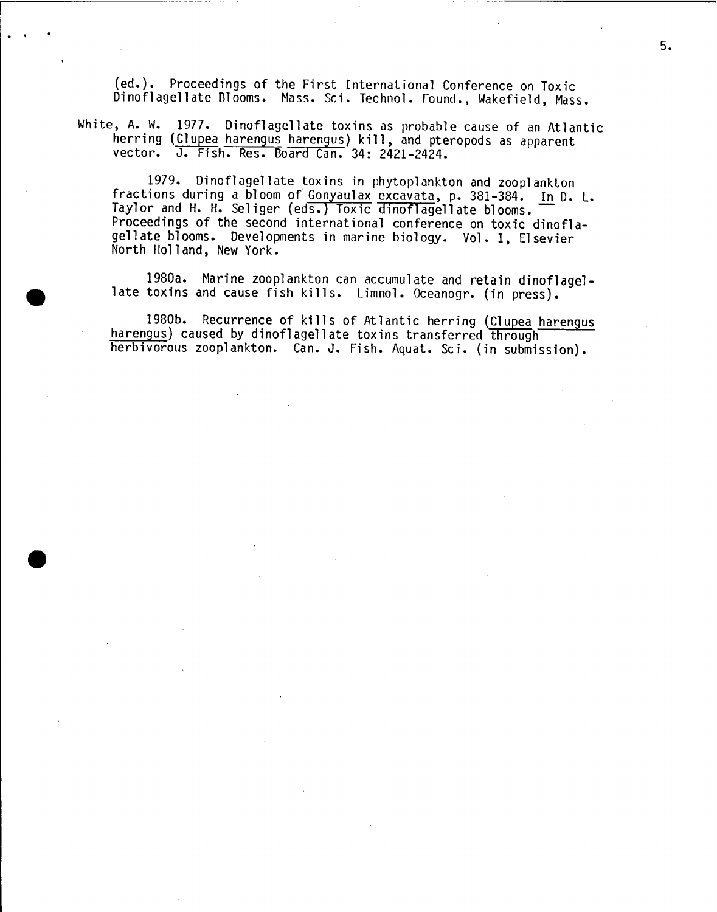(ed.). Proceedings of the First International Conference on Toxic Dinoflagellate Blooms. Mass. Sci. Technol. Found., Wakefield, Mass.

White, A. W. 1977. Dinoflagellate toxins as probable cause of an Atlantic herring (*Clupea harengus harengus*) kill, and pteropods as apparent vector. J. Fish. Res. Board Can. 34: 2421-2424.

1979. Dinoflagellate toxins in phytoplankton and zooplankton fractions during a bloom of *Gonyaulax excavata*, p. 381-384. *In* D. L. Taylor and H. H. Seliger (eds.) Toxic dinoflagellate blooms. Proceedings of the second international conference on toxic dinoflagellate blooms. Developments in marine biology. Vol. 1, Elsevier North Holland, New York.

1980a. Marine zooplankton can accumulate and retain dinoflagellate toxins and cause fish kills. Limnol. Oceanogr. (in press).

1980b. Recurrence of kills of Atlantic herring (*Clupea harengus harengus*) caused by dinoflagellate toxins transferred through herbivorous zooplankton. Can. J. Fish. Aquat. Sci. (in submission).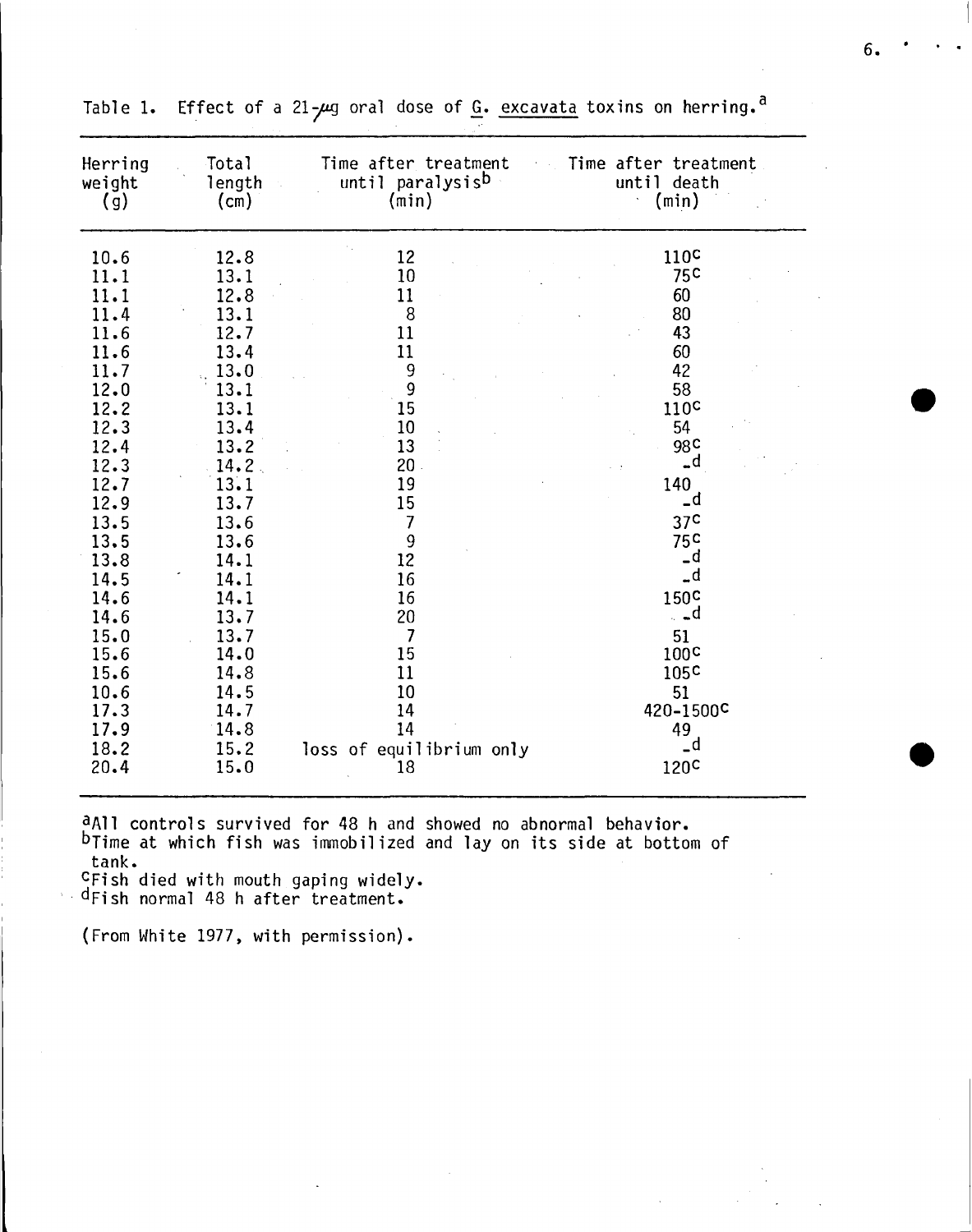Table 1. Effect of a 21-μg oral dose of G. excavata toxins on herring.[a]

| Herring weight (g) | Total length (cm) | Time after treatment until paralysis[b] (min) | Time after treatment until death (min) |
|---|---|---|---|
| 10.6 | 12.8 | 12 | 110[c] |
| 11.1 | 13.1 | 10 | 75[c] |
| 11.1 | 12.8 | 11 | 60 |
| 11.4 | 13.1 | 8 | 80 |
| 11.6 | 12.7 | 11 | 43 |
| 11.6 | 13.4 | 11 | 60 |
| 11.7 | 13.0 | 9 | 42 |
| 12.0 | 13.1 | 9 | 58 |
| 12.2 | 13.1 | 15 | 110[c] |
| 12.3 | 13.4 | 10 | 54 |
| 12.4 | 13.2 | 13 | 98[c] |
| 12.3 | 14.2 | 20 | -[d] |
| 12.7 | 13.1 | 19 | 140 |
| 12.9 | 13.7 | 15 | -[d] |
| 13.5 | 13.6 | 7 | 37[c] |
| 13.5 | 13.6 | 9 | 75[c] |
| 13.8 | 14.1 | 12 | -[d] |
| 14.5 | 14.1 | 16 | -[d] |
| 14.6 | 14.1 | 16 | 150[c] |
| 14.6 | 13.7 | 20 | -[d] |
| 15.0 | 13.7 | 7 | 51 |
| 15.6 | 14.0 | 15 | 100[c] |
| 15.6 | 14.8 | 11 | 105[c] |
| 10.6 | 14.5 | 10 | 51 |
| 17.3 | 14.7 | 14 | 420-1500[c] |
| 17.9 | 14.8 | 14 | 49 |
| 18.2 | 15.2 | loss of equilibrium only | -[d] |
| 20.4 | 15.0 | 18 | 120[c] |

[a]All controls survived for 48 h and showed no abnormal behavior.
[b]Time at which fish was immobilized and lay on its side at bottom of tank.
[c]Fish died with mouth gaping widely.
[d]Fish normal 48 h after treatment.

(From White 1977, with permission).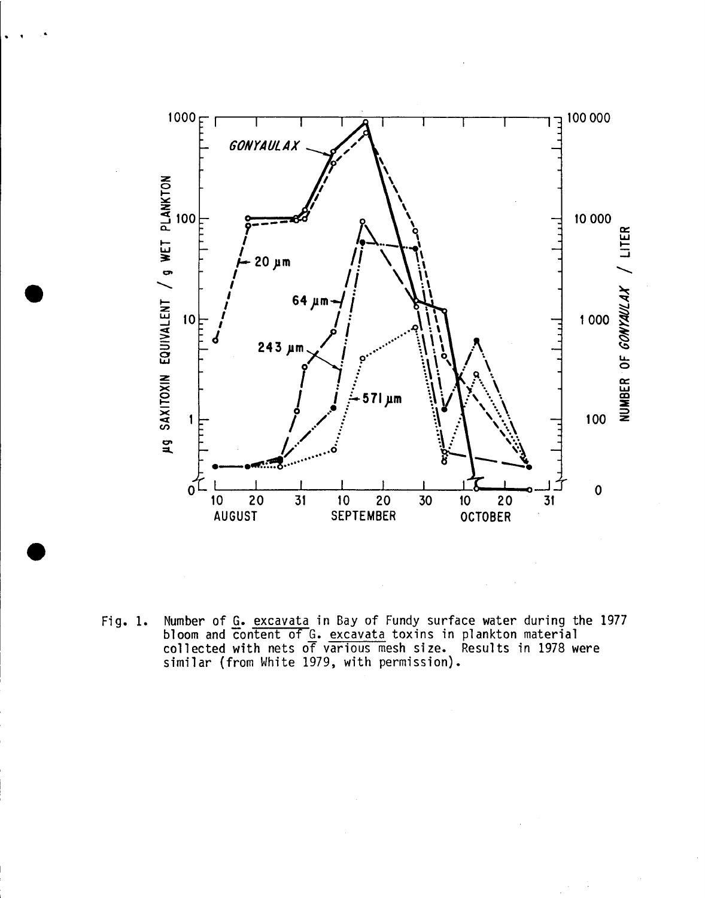Fig. 1. Number of G. excavata in Bay of Fundy surface water during the 1977 bloom and content of G. excavata toxins in plankton material collected with nets of various mesh size. Results in 1978 were similar (from White 1979, with permission).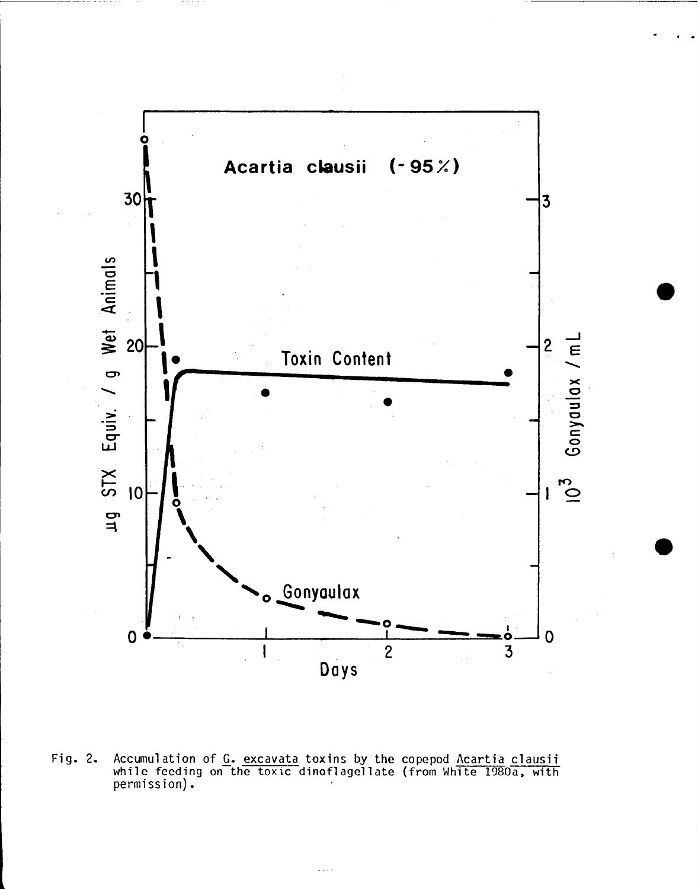Fig. 2. Accumulation of G. excavata toxins by the copepod Acartia clausii while feeding on the toxic dinoflagellate (from White 1980a, with permission).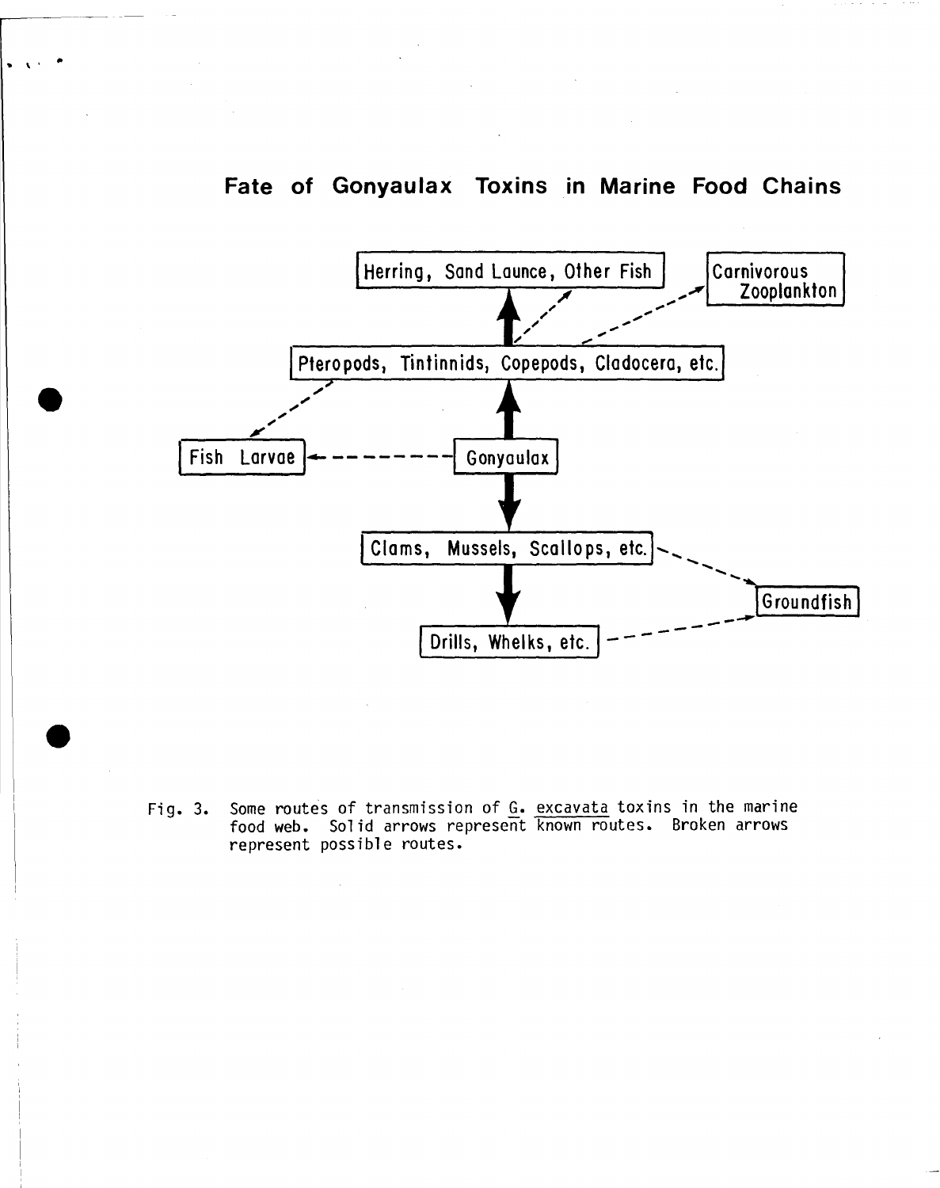Fate of Gonyaulax Toxins in Marine Food Chains

Herring, Sand Launce, Other Fish

Carnivorous Zooplankton

Pteropods, Tintinnids, Copepods, Cladocera, etc.

Fish Larvae

Gonyaulax

Clams, Mussels, Scallops, etc.

Groundfish

Drills, Whelks, etc.

Fig. 3. Some routes of transmission of *G. excavata* toxins in the marine food web. Solid arrows represent known routes. Broken arrows represent possible routes.